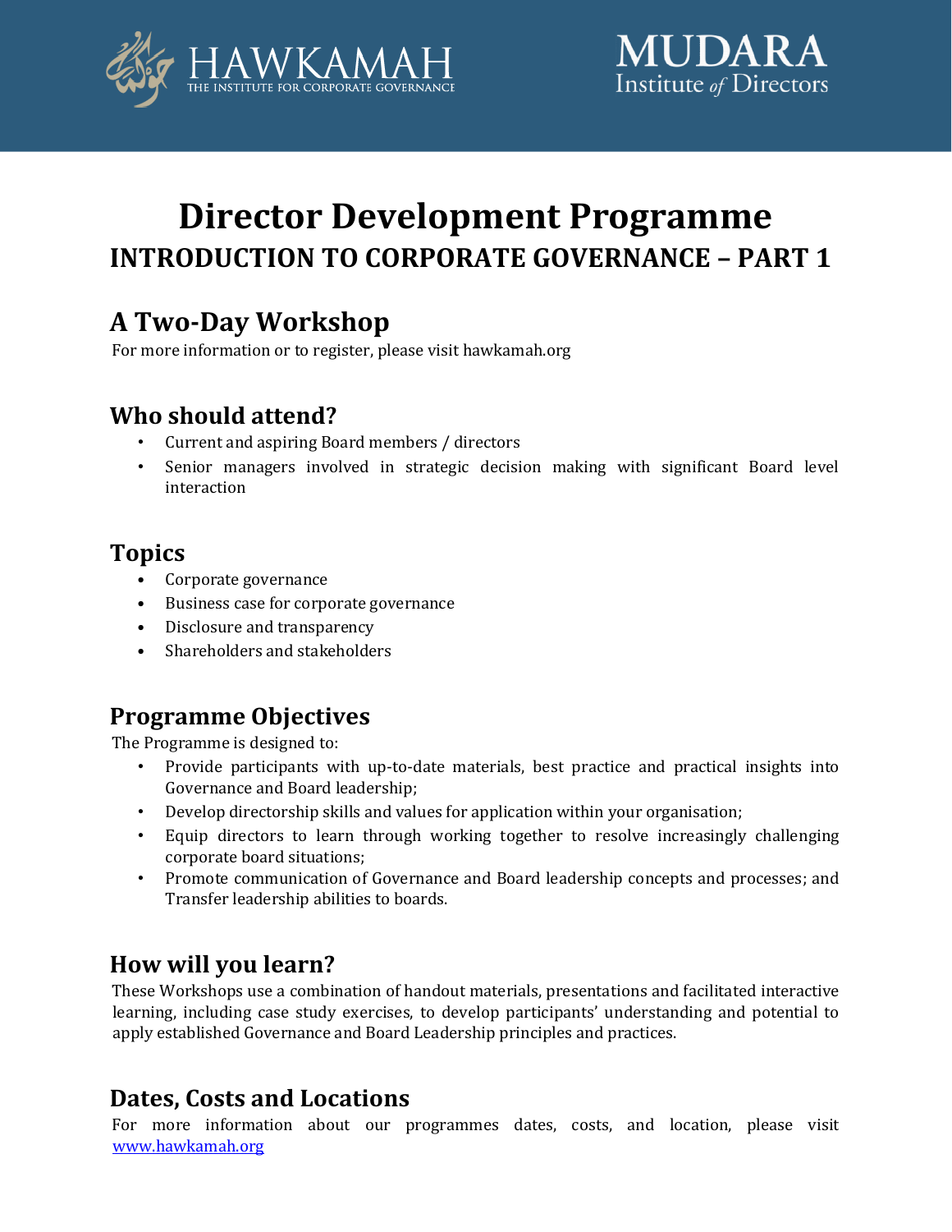HAWKAMAH THE INSTITUTE FOR CORPORATE GOVERNANCE

MUDARA Institute of Directors

# Director Development Programme

## INTRODUCTION TO CORPORATE GOVERNANCE – PART 1

## A Two-Day Workshop

For more information or to register, please visit hawkamah.org

## Who should attend?

- Current and aspiring Board members / directors
- Senior managers involved in strategic decision making with significant Board level interaction

## Topics

- Corporate governance
- Business case for corporate governance
- Disclosure and transparency
- Shareholders and stakeholders

## Programme Objectives

The Programme is designed to:

- Provide participants with up-to-date materials, best practice and practical insights into Governance and Board leadership;
- Develop directorship skills and values for application within your organisation;
- Equip directors to learn through working together to resolve increasingly challenging corporate board situations;
- Promote communication of Governance and Board leadership concepts and processes; and Transfer leadership abilities to boards.

## How will you learn?

These Workshops use a combination of handout materials, presentations and facilitated interactive learning, including case study exercises, to develop participants' understanding and potential to apply established Governance and Board Leadership principles and practices.

## Dates, Costs and Locations

For more information about our programmes dates, costs, and location, please visit [www.hawkamah.org](http://www.hawkamah.org)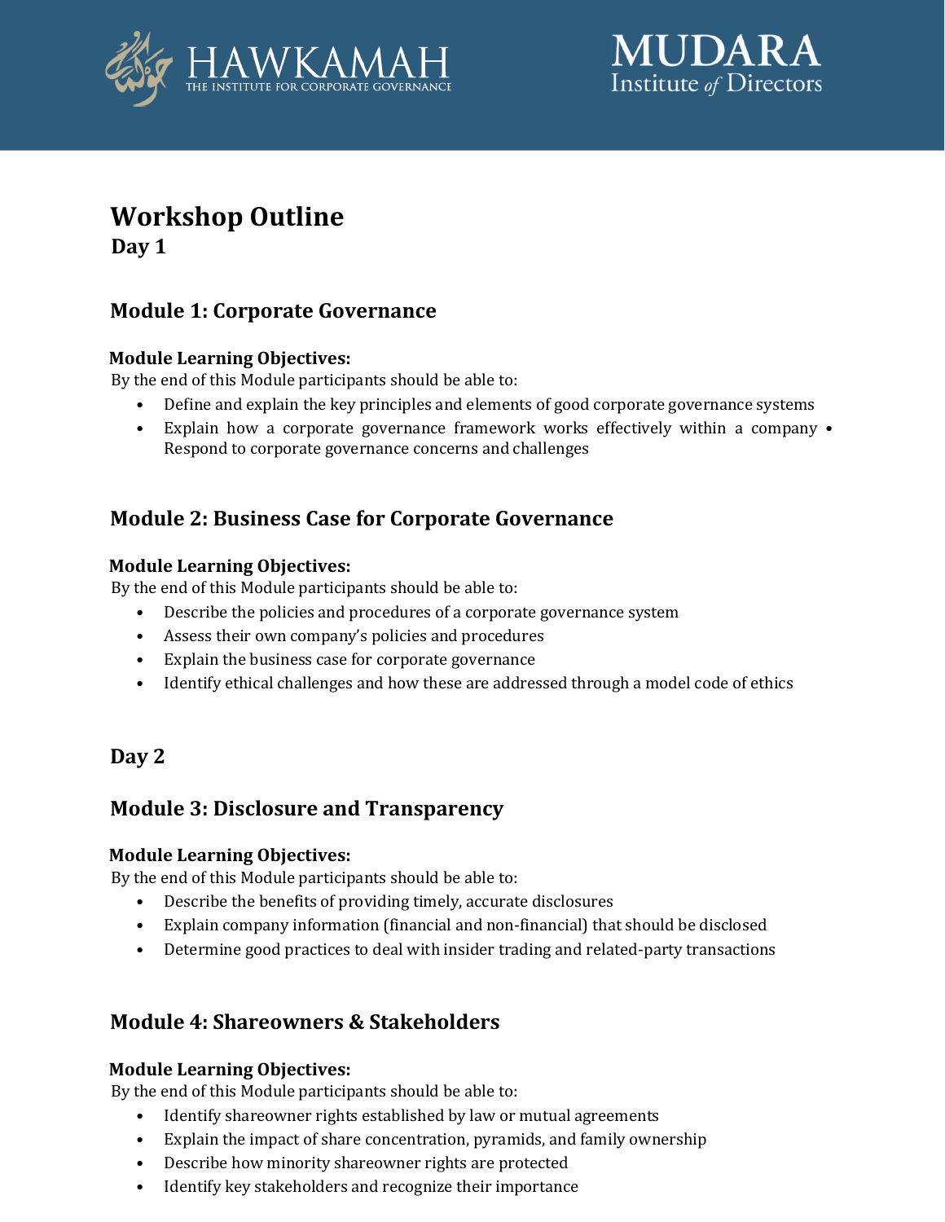# Workshop Outline

## Day 1

### Module 1: Corporate Governance

**Module Learning Objectives:**

By the end of this Module participants should be able to:

- Define and explain the key principles and elements of good corporate governance systems
- Explain how a corporate governance framework works effectively within a company
- Respond to corporate governance concerns and challenges

### Module 2: Business Case for Corporate Governance

**Module Learning Objectives:**

By the end of this Module participants should be able to:

- Describe the policies and procedures of a corporate governance system
- Assess their own company's policies and procedures
- Explain the business case for corporate governance
- Identify ethical challenges and how these are addressed through a model code of ethics

## Day 2

### Module 3: Disclosure and Transparency

**Module Learning Objectives:**

By the end of this Module participants should be able to:

- Describe the benefits of providing timely, accurate disclosures
- Explain company information (financial and non-financial) that should be disclosed
- Determine good practices to deal with insider trading and related-party transactions

### Module 4: Shareowners & Stakeholders

**Module Learning Objectives:**

By the end of this Module participants should be able to:

- Identify shareowner rights established by law or mutual agreements
- Explain the impact of share concentration, pyramids, and family ownership
- Describe how minority shareowner rights are protected
- Identify key stakeholders and recognize their importance